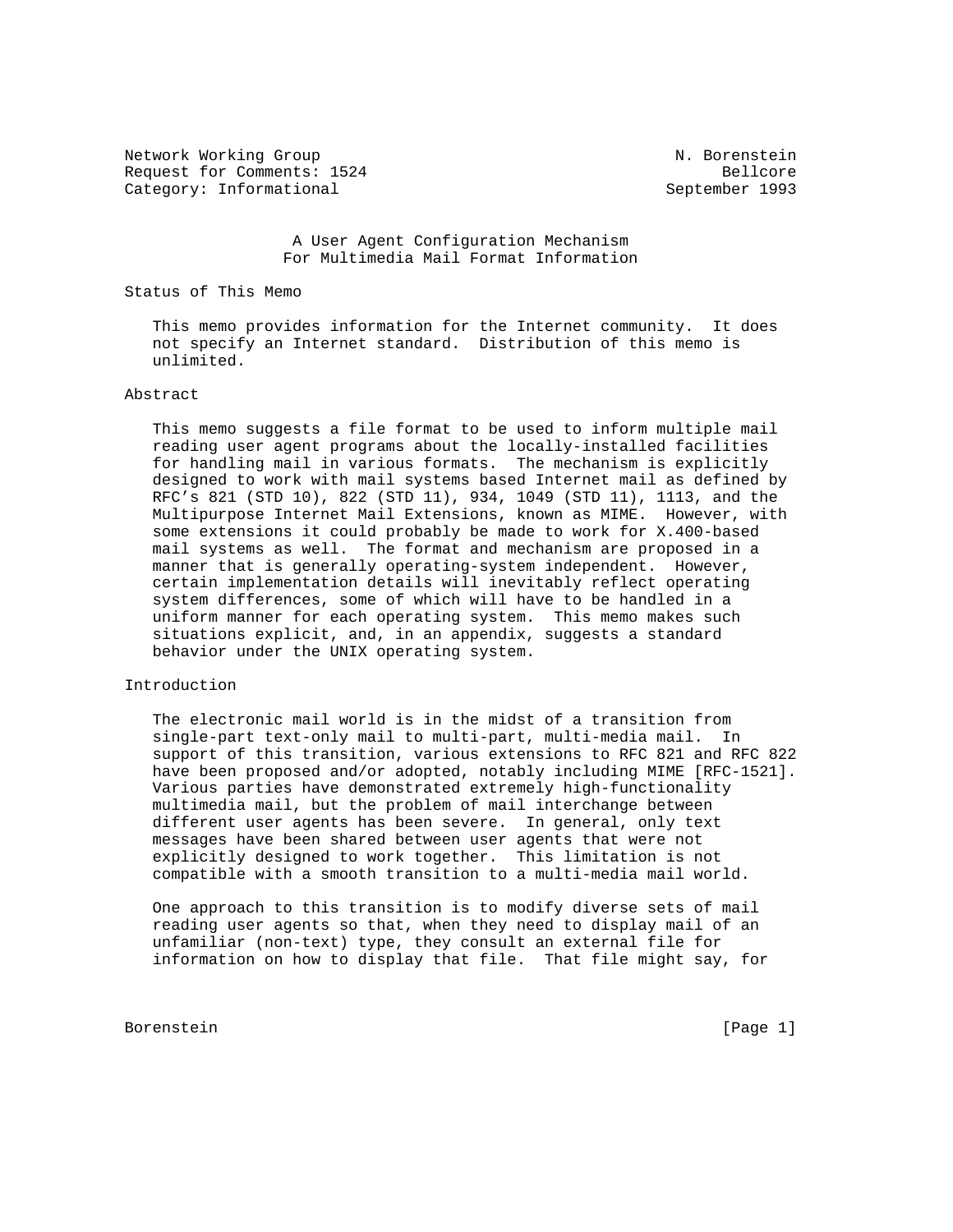Network Working Group N. Borenstein
Request for Comments: 1524 Bellcore
Category: Informational September 1993

# A User Agent Configuration Mechanism For Multimedia Mail Format Information

## Status of This Memo

This memo provides information for the Internet community. It does not specify an Internet standard. Distribution of this memo is unlimited.

## Abstract

This memo suggests a file format to be used to inform multiple mail reading user agent programs about the locally-installed facilities for handling mail in various formats. The mechanism is explicitly designed to work with mail systems based Internet mail as defined by RFC's 821 (STD 10), 822 (STD 11), 934, 1049 (STD 11), 1113, and the Multipurpose Internet Mail Extensions, known as MIME. However, with some extensions it could probably be made to work for X.400-based mail systems as well. The format and mechanism are proposed in a manner that is generally operating-system independent. However, certain implementation details will inevitably reflect operating system differences, some of which will have to be handled in a uniform manner for each operating system. This memo makes such situations explicit, and, in an appendix, suggests a standard behavior under the UNIX operating system.

## Introduction

The electronic mail world is in the midst of a transition from single-part text-only mail to multi-part, multi-media mail. In support of this transition, various extensions to RFC 821 and RFC 822 have been proposed and/or adopted, notably including MIME [RFC-1521]. Various parties have demonstrated extremely high-functionality multimedia mail, but the problem of mail interchange between different user agents has been severe. In general, only text messages have been shared between user agents that were not explicitly designed to work together. This limitation is not compatible with a smooth transition to a multi-media mail world.

One approach to this transition is to modify diverse sets of mail reading user agents so that, when they need to display mail of an unfamiliar (non-text) type, they consult an external file for information on how to display that file. That file might say, for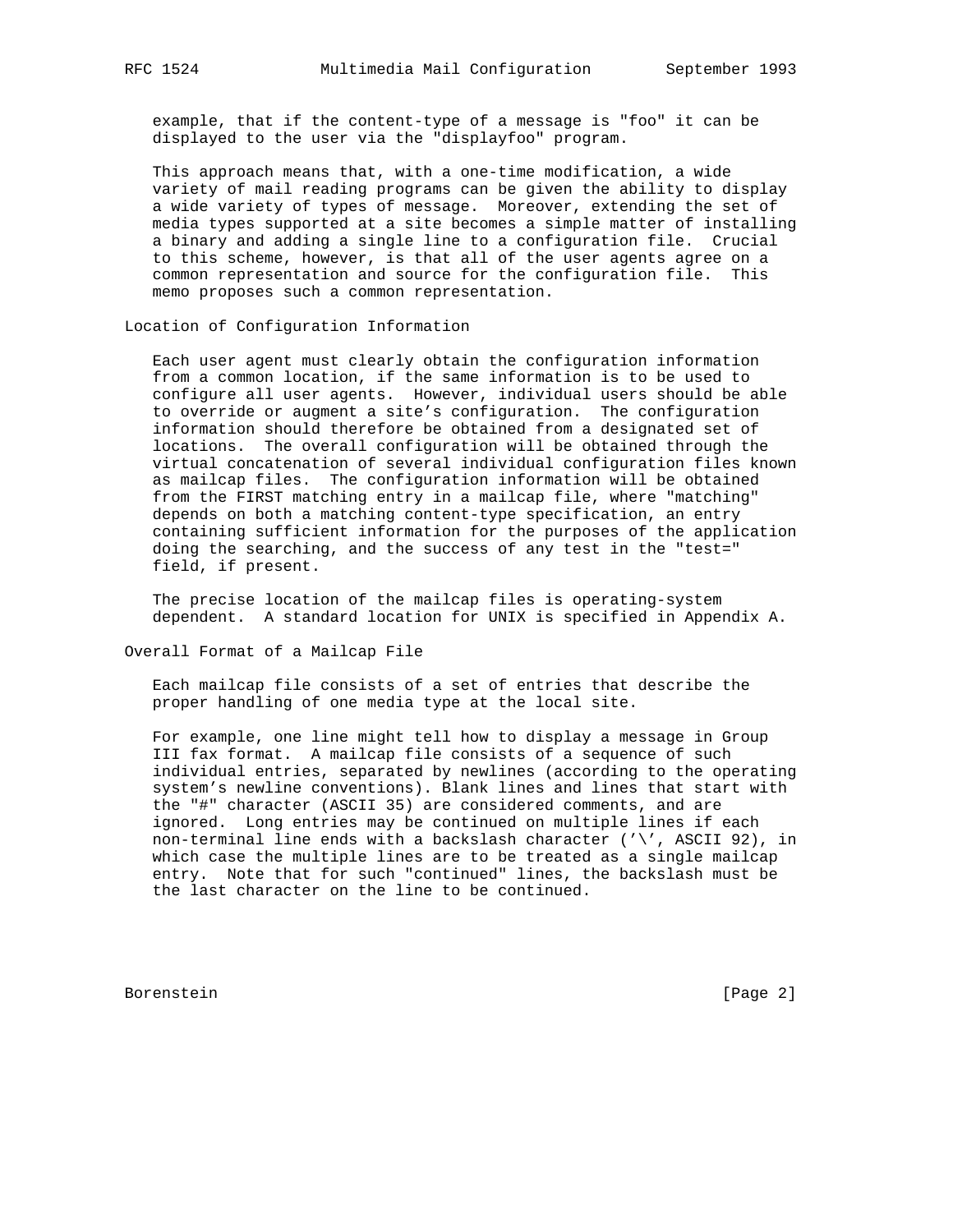example, that if the content-type of a message is "foo" it can be displayed to the user via the "displayfoo" program.

This approach means that, with a one-time modification, a wide variety of mail reading programs can be given the ability to display a wide variety of types of message. Moreover, extending the set of media types supported at a site becomes a simple matter of installing a binary and adding a single line to a configuration file. Crucial to this scheme, however, is that all of the user agents agree on a common representation and source for the configuration file. This memo proposes such a common representation.

## Location of Configuration Information

Each user agent must clearly obtain the configuration information from a common location, if the same information is to be used to configure all user agents. However, individual users should be able to override or augment a site's configuration. The configuration information should therefore be obtained from a designated set of locations. The overall configuration will be obtained through the virtual concatenation of several individual configuration files known as mailcap files. The configuration information will be obtained from the FIRST matching entry in a mailcap file, where "matching" depends on both a matching content-type specification, an entry containing sufficient information for the purposes of the application doing the searching, and the success of any test in the "test=" field, if present.

The precise location of the mailcap files is operating-system dependent. A standard location for UNIX is specified in Appendix A.

## Overall Format of a Mailcap File

Each mailcap file consists of a set of entries that describe the proper handling of one media type at the local site.

For example, one line might tell how to display a message in Group III fax format. A mailcap file consists of a sequence of such individual entries, separated by newlines (according to the operating system's newline conventions). Blank lines and lines that start with the "#" character (ASCII 35) are considered comments, and are ignored. Long entries may be continued on multiple lines if each non-terminal line ends with a backslash character ('\', ASCII 92), in which case the multiple lines are to be treated as a single mailcap entry. Note that for such "continued" lines, the backslash must be the last character on the line to be continued.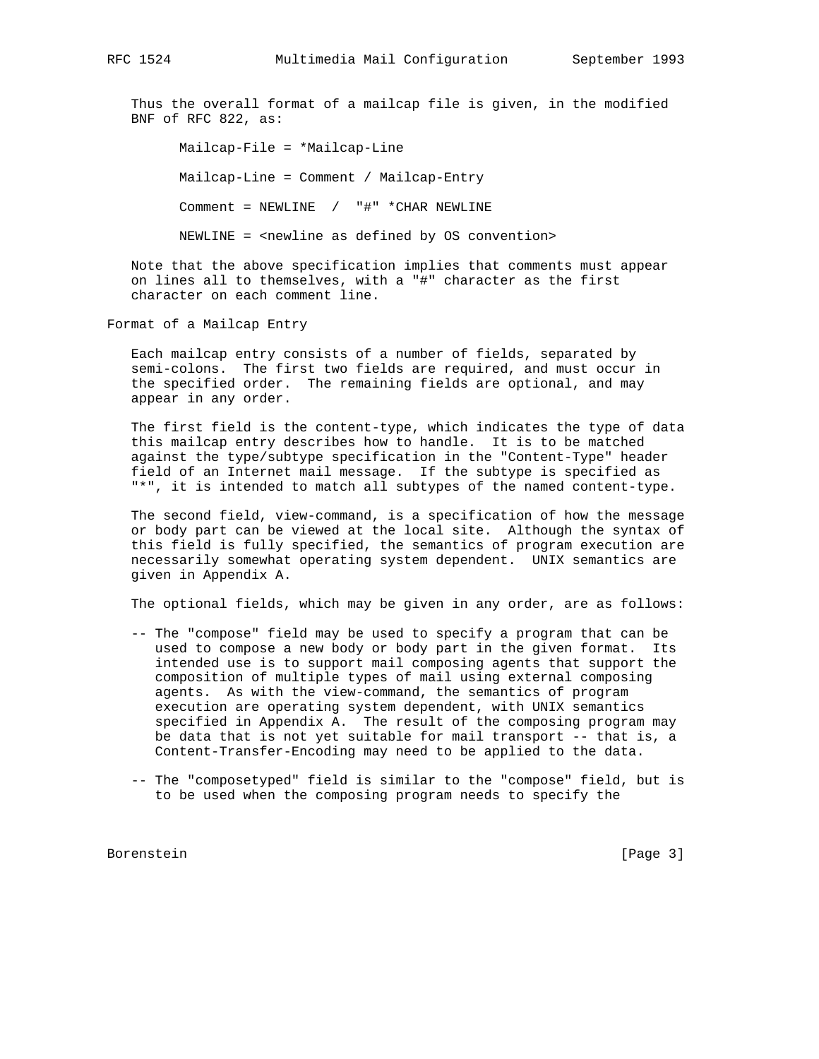Thus the overall format of a mailcap file is given, in the modified BNF of RFC 822, as:

```
Mailcap-File = *Mailcap-Line

Mailcap-Line = Comment / Mailcap-Entry

Comment = NEWLINE  /  "#" *CHAR NEWLINE

NEWLINE = <newline as defined by OS convention>
```

Note that the above specification implies that comments must appear on lines all to themselves, with a "#" character as the first character on each comment line.

## Format of a Mailcap Entry

Each mailcap entry consists of a number of fields, separated by semi-colons. The first two fields are required, and must occur in the specified order. The remaining fields are optional, and may appear in any order.

The first field is the content-type, which indicates the type of data this mailcap entry describes how to handle. It is to be matched against the type/subtype specification in the "Content-Type" header field of an Internet mail message. If the subtype is specified as "*", it is intended to match all subtypes of the named content-type.

The second field, view-command, is a specification of how the message or body part can be viewed at the local site. Although the syntax of this field is fully specified, the semantics of program execution are necessarily somewhat operating system dependent. UNIX semantics are given in Appendix A.

The optional fields, which may be given in any order, are as follows:

-- The "compose" field may be used to specify a program that can be used to compose a new body or body part in the given format. Its intended use is to support mail composing agents that support the composition of multiple types of mail using external composing agents. As with the view-command, the semantics of program execution are operating system dependent, with UNIX semantics specified in Appendix A. The result of the composing program may be data that is not yet suitable for mail transport -- that is, a Content-Transfer-Encoding may need to be applied to the data.

-- The "composetyped" field is similar to the "compose" field, but is to be used when the composing program needs to specify the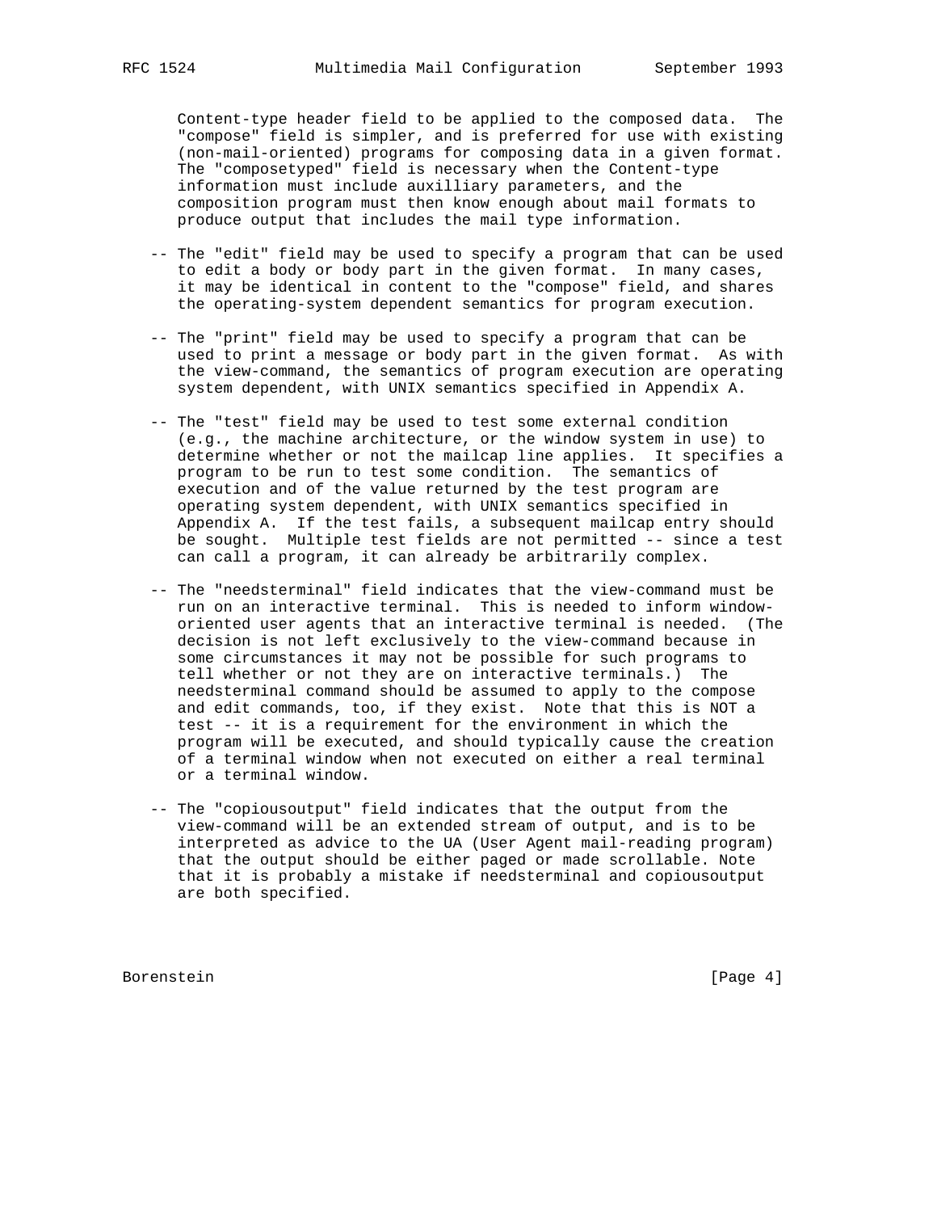Content-type header field to be applied to the composed data. The "compose" field is simpler, and is preferred for use with existing (non-mail-oriented) programs for composing data in a given format. The "composetyped" field is necessary when the Content-type information must include auxilliary parameters, and the composition program must then know enough about mail formats to produce output that includes the mail type information.

-- The "edit" field may be used to specify a program that can be used to edit a body or body part in the given format. In many cases, it may be identical in content to the "compose" field, and shares the operating-system dependent semantics for program execution.

-- The "print" field may be used to specify a program that can be used to print a message or body part in the given format. As with the view-command, the semantics of program execution are operating system dependent, with UNIX semantics specified in Appendix A.

-- The "test" field may be used to test some external condition (e.g., the machine architecture, or the window system in use) to determine whether or not the mailcap line applies. It specifies a program to be run to test some condition. The semantics of execution and of the value returned by the test program are operating system dependent, with UNIX semantics specified in Appendix A. If the test fails, a subsequent mailcap entry should be sought. Multiple test fields are not permitted -- since a test can call a program, it can already be arbitrarily complex.

-- The "needsterminal" field indicates that the view-command must be run on an interactive terminal. This is needed to inform window-oriented user agents that an interactive terminal is needed. (The decision is not left exclusively to the view-command because in some circumstances it may not be possible for such programs to tell whether or not they are on interactive terminals.) The needsterminal command should be assumed to apply to the compose and edit commands, too, if they exist. Note that this is NOT a test -- it is a requirement for the environment in which the program will be executed, and should typically cause the creation of a terminal window when not executed on either a real terminal or a terminal window.

-- The "copiousoutput" field indicates that the output from the view-command will be an extended stream of output, and is to be interpreted as advice to the UA (User Agent mail-reading program) that the output should be either paged or made scrollable. Note that it is probably a mistake if needsterminal and copiousoutput are both specified.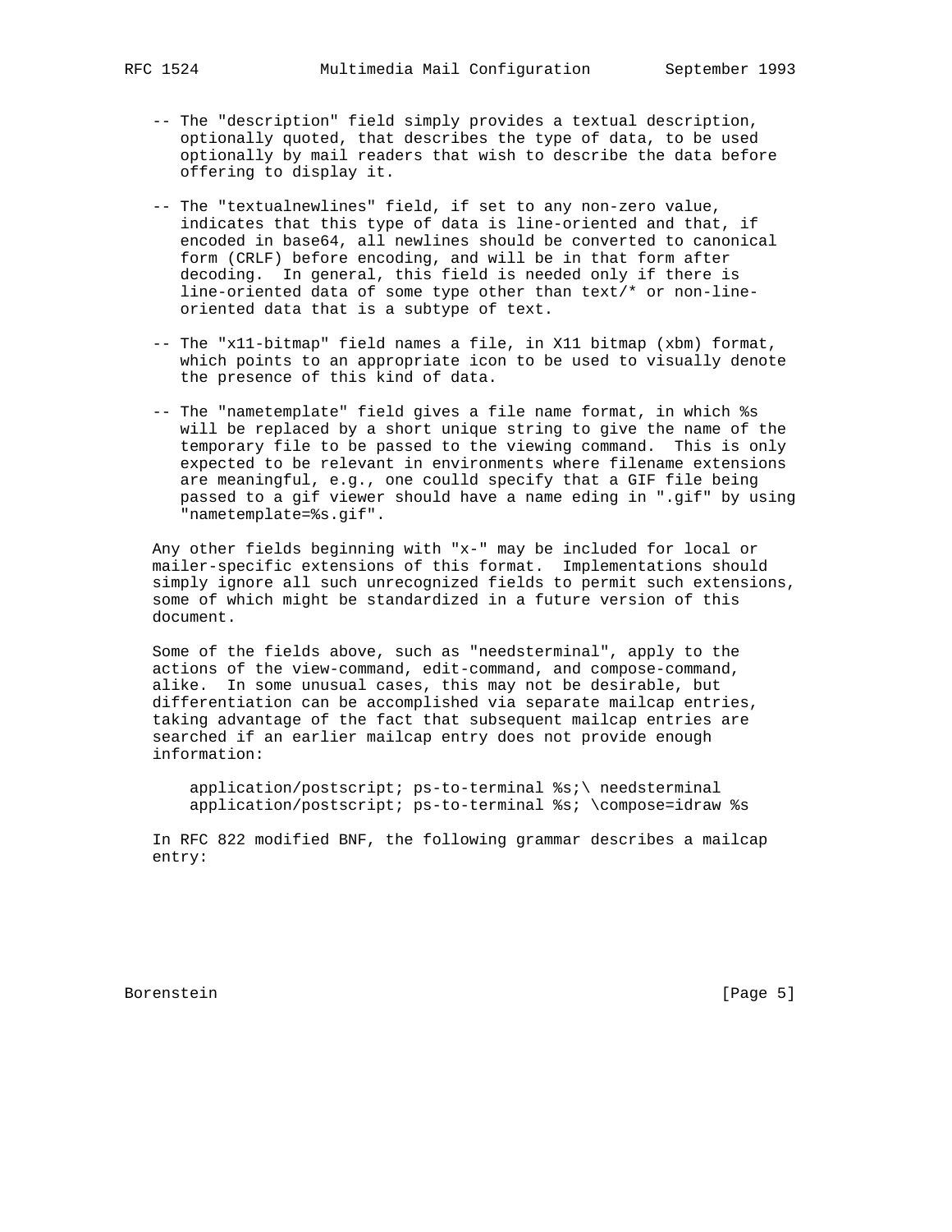-- The "description" field simply provides a textual description, optionally quoted, that describes the type of data, to be used optionally by mail readers that wish to describe the data before offering to display it.

-- The "textualnewlines" field, if set to any non-zero value, indicates that this type of data is line-oriented and that, if encoded in base64, all newlines should be converted to canonical form (CRLF) before encoding, and will be in that form after decoding. In general, this field is needed only if there is line-oriented data of some type other than text/* or non-line-oriented data that is a subtype of text.

-- The "x11-bitmap" field names a file, in X11 bitmap (xbm) format, which points to an appropriate icon to be used to visually denote the presence of this kind of data.

-- The "nametemplate" field gives a file name format, in which %s will be replaced by a short unique string to give the name of the temporary file to be passed to the viewing command. This is only expected to be relevant in environments where filename extensions are meaningful, e.g., one coulld specify that a GIF file being passed to a gif viewer should have a name eding in ".gif" by using "nametemplate=%s.gif".

Any other fields beginning with "x-" may be included for local or mailer-specific extensions of this format. Implementations should simply ignore all such unrecognized fields to permit such extensions, some of which might be standardized in a future version of this document.

Some of the fields above, such as "needsterminal", apply to the actions of the view-command, edit-command, and compose-command, alike. In some unusual cases, this may not be desirable, but differentiation can be accomplished via separate mailcap entries, taking advantage of the fact that subsequent mailcap entries are searched if an earlier mailcap entry does not provide enough information:

```
application/postscript; ps-to-terminal %s;\ needsterminal
application/postscript; ps-to-terminal %s; \compose=idraw %s
```

In RFC 822 modified BNF, the following grammar describes a mailcap entry: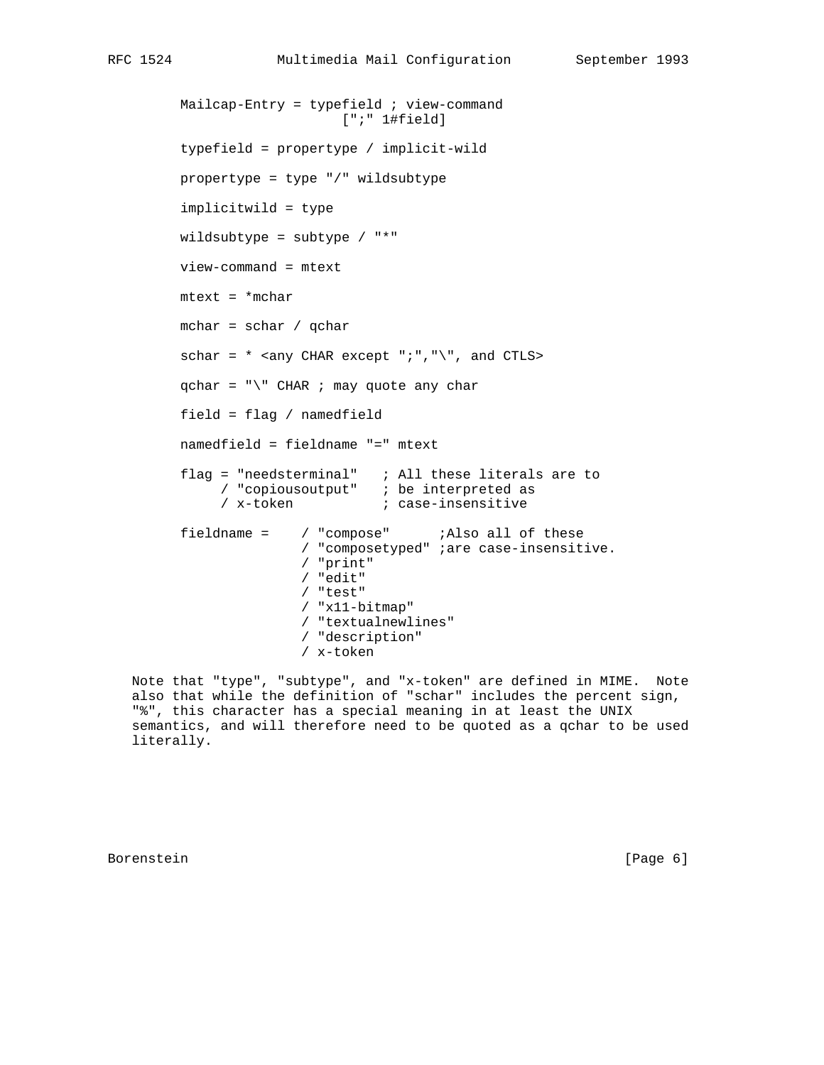```
Mailcap-Entry = typefield ; view-command
                    [";" 1#field]

typefield = propertype / implicit-wild

propertype = type "/" wildsubtype

implicitwild = type

wildsubtype = subtype / "*"

view-command = mtext

mtext = *mchar

mchar = schar / qchar

schar = * <any CHAR except ";","\", and CTLS>

qchar = "\" CHAR ; may quote any char

field = flag / namedfield

namedfield = fieldname "=" mtext

flag = "needsterminal"   ; All these literals are to
     / "copiousoutput"   ; be interpreted as
     / x-token           ; case-insensitive

fieldname =    / "compose"      ;Also all of these
               / "composetyped" ;are case-insensitive.
               / "print"
               / "edit"
               / "test"
               / "x11-bitmap"
               / "textualnewlines"
               / "description"
               / x-token
```

Note that "type", "subtype", and "x-token" are defined in MIME. Note also that while the definition of "schar" includes the percent sign, "%", this character has a special meaning in at least the UNIX semantics, and will therefore need to be quoted as a qchar to be used literally.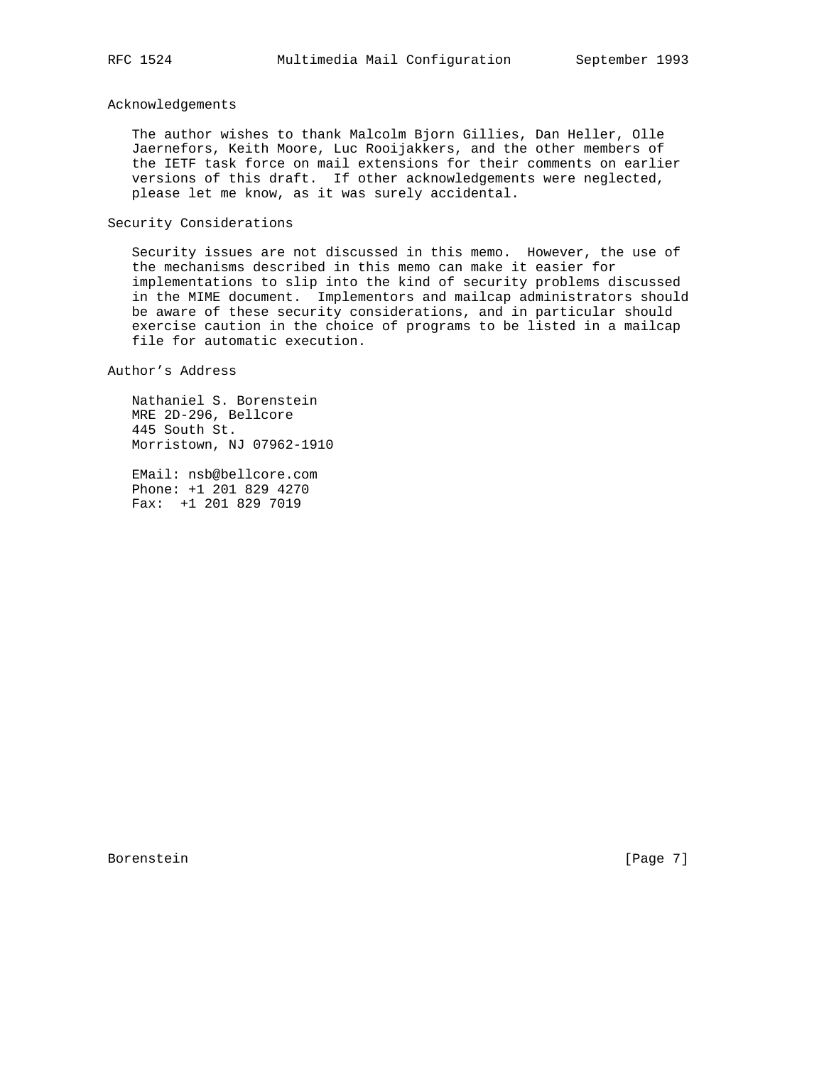## Acknowledgements

The author wishes to thank Malcolm Bjorn Gillies, Dan Heller, Olle Jaernefors, Keith Moore, Luc Rooijakkers, and the other members of the IETF task force on mail extensions for their comments on earlier versions of this draft. If other acknowledgements were neglected, please let me know, as it was surely accidental.

## Security Considerations

Security issues are not discussed in this memo. However, the use of the mechanisms described in this memo can make it easier for implementations to slip into the kind of security problems discussed in the MIME document. Implementors and mailcap administrators should be aware of these security considerations, and in particular should exercise caution in the choice of programs to be listed in a mailcap file for automatic execution.

## Author's Address

Nathaniel S. Borenstein
MRE 2D-296, Bellcore
445 South St.
Morristown, NJ 07962-1910

EMail: nsb@bellcore.com
Phone: +1 201 829 4270
Fax: +1 201 829 7019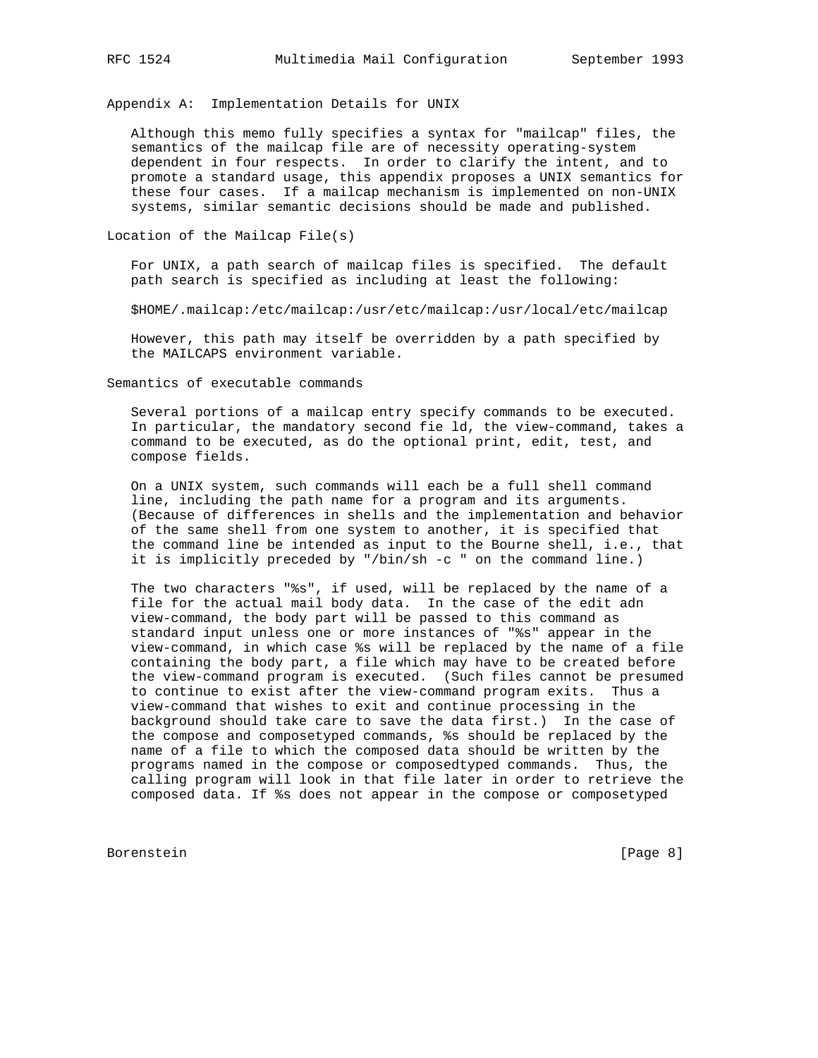## Appendix A: Implementation Details for UNIX

Although this memo fully specifies a syntax for "mailcap" files, the semantics of the mailcap file are of necessity operating-system dependent in four respects. In order to clarify the intent, and to promote a standard usage, this appendix proposes a UNIX semantics for these four cases. If a mailcap mechanism is implemented on non-UNIX systems, similar semantic decisions should be made and published.

### Location of the Mailcap File(s)

For UNIX, a path search of mailcap files is specified. The default path search is specified as including at least the following:

```
$HOME/.mailcap:/etc/mailcap:/usr/etc/mailcap:/usr/local/etc/mailcap
```

However, this path may itself be overridden by a path specified by the MAILCAPS environment variable.

### Semantics of executable commands

Several portions of a mailcap entry specify commands to be executed. In particular, the mandatory second fie ld, the view-command, takes a command to be executed, as do the optional print, edit, test, and compose fields.

On a UNIX system, such commands will each be a full shell command line, including the path name for a program and its arguments. (Because of differences in shells and the implementation and behavior of the same shell from one system to another, it is specified that the command line be intended as input to the Bourne shell, i.e., that it is implicitly preceded by "/bin/sh -c " on the command line.)

The two characters "%s", if used, will be replaced by the name of a file for the actual mail body data. In the case of the edit adn view-command, the body part will be passed to this command as standard input unless one or more instances of "%s" appear in the view-command, in which case %s will be replaced by the name of a file containing the body part, a file which may have to be created before the view-command program is executed. (Such files cannot be presumed to continue to exist after the view-command program exits. Thus a view-command that wishes to exit and continue processing in the background should take care to save the data first.) In the case of the compose and composetyped commands, %s should be replaced by the name of a file to which the composed data should be written by the programs named in the compose or composedtyped commands. Thus, the calling program will look in that file later in order to retrieve the composed data. If %s does not appear in the compose or composetyped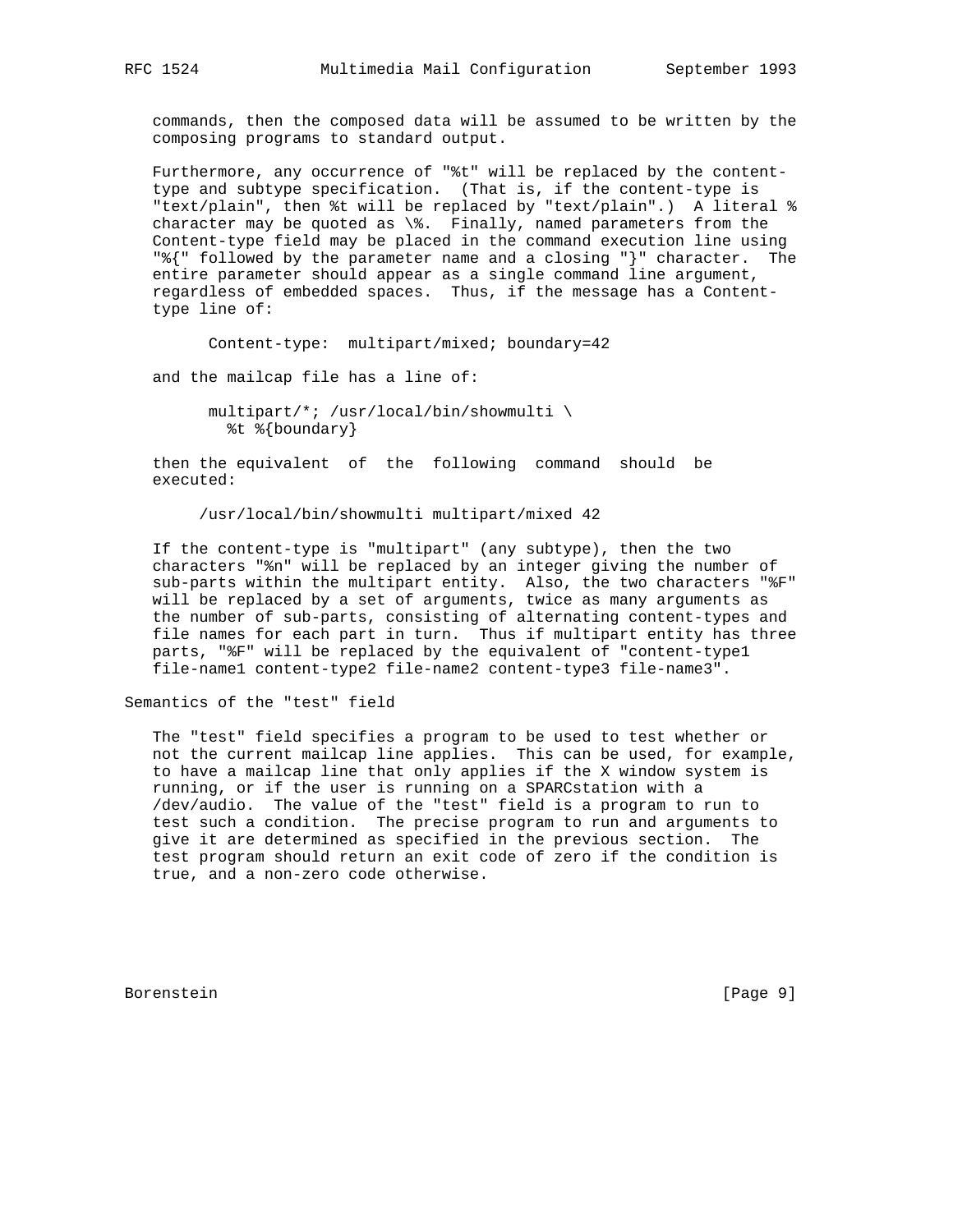commands, then the composed data will be assumed to be written by the composing programs to standard output.

Furthermore, any occurrence of "%t" will be replaced by the content-type and subtype specification. (That is, if the content-type is "text/plain", then %t will be replaced by "text/plain".) A literal % character may be quoted as \%. Finally, named parameters from the Content-type field may be placed in the command execution line using "%{" followed by the parameter name and a closing "}" character. The entire parameter should appear as a single command line argument, regardless of embedded spaces. Thus, if the message has a Content-type line of:

```
Content-type:  multipart/mixed; boundary=42
```

and the mailcap file has a line of:

```
multipart/*; /usr/local/bin/showmulti \
  %t %{boundary}
```

then the equivalent of the following command should be executed:

```
/usr/local/bin/showmulti multipart/mixed 42
```

If the content-type is "multipart" (any subtype), then the two characters "%n" will be replaced by an integer giving the number of sub-parts within the multipart entity. Also, the two characters "%F" will be replaced by a set of arguments, twice as many arguments as the number of sub-parts, consisting of alternating content-types and file names for each part in turn. Thus if multipart entity has three parts, "%F" will be replaced by the equivalent of "content-type1 file-name1 content-type2 file-name2 content-type3 file-name3".

## Semantics of the "test" field

The "test" field specifies a program to be used to test whether or not the current mailcap line applies. This can be used, for example, to have a mailcap line that only applies if the X window system is running, or if the user is running on a SPARCstation with a /dev/audio. The value of the "test" field is a program to run to test such a condition. The precise program to run and arguments to give it are determined as specified in the previous section. The test program should return an exit code of zero if the condition is true, and a non-zero code otherwise.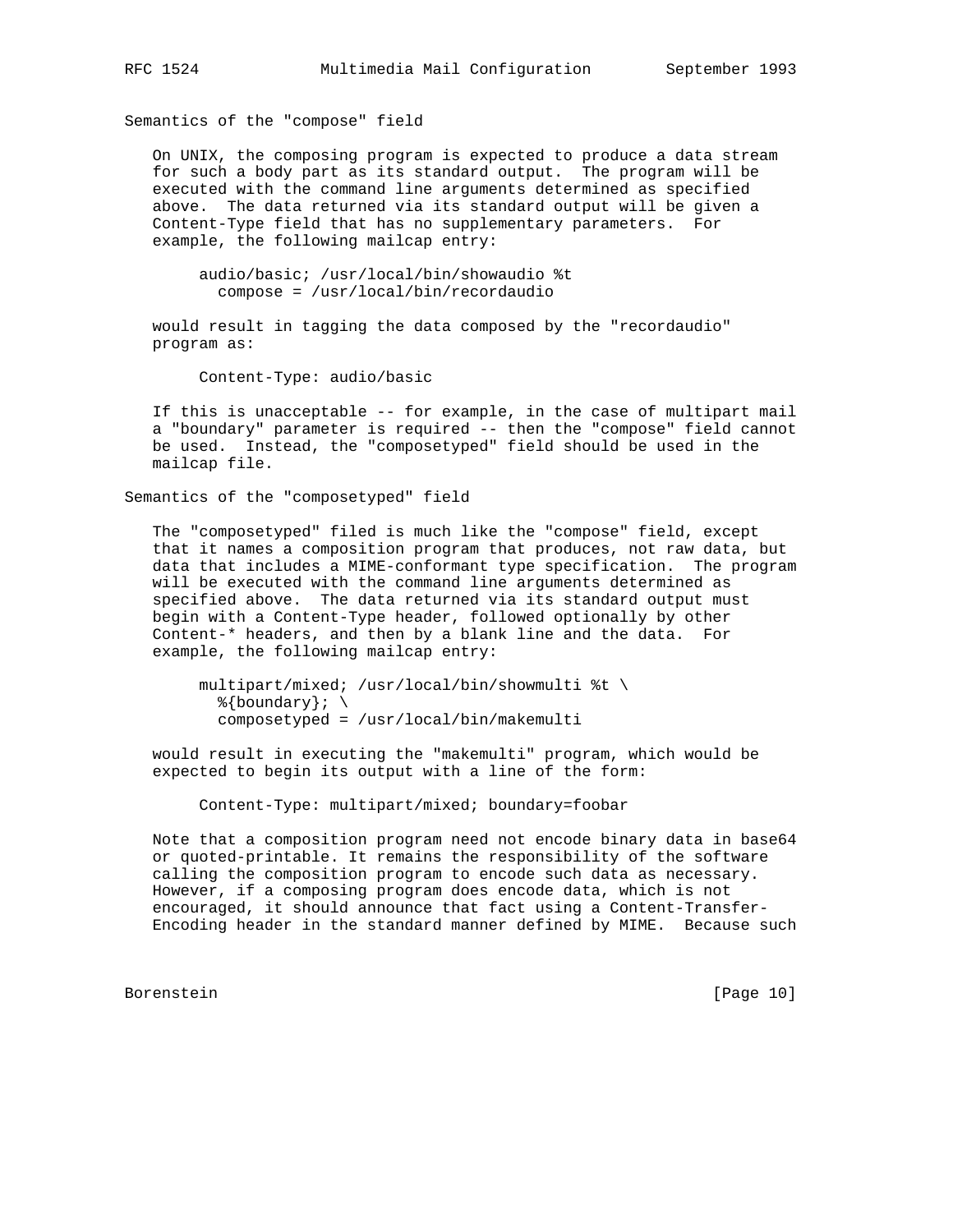### Semantics of the "compose" field

On UNIX, the composing program is expected to produce a data stream for such a body part as its standard output. The program will be executed with the command line arguments determined as specified above. The data returned via its standard output will be given a Content-Type field that has no supplementary parameters. For example, the following mailcap entry:

```
audio/basic; /usr/local/bin/showaudio %t
  compose = /usr/local/bin/recordaudio
```

would result in tagging the data composed by the "recordaudio" program as:

```
Content-Type: audio/basic
```

If this is unacceptable -- for example, in the case of multipart mail a "boundary" parameter is required -- then the "compose" field cannot be used. Instead, the "composetyped" field should be used in the mailcap file.

### Semantics of the "composetyped" field

The "composetyped" filed is much like the "compose" field, except that it names a composition program that produces, not raw data, but data that includes a MIME-conformant type specification. The program will be executed with the command line arguments determined as specified above. The data returned via its standard output must begin with a Content-Type header, followed optionally by other Content-* headers, and then by a blank line and the data. For example, the following mailcap entry:

```
multipart/mixed; /usr/local/bin/showmulti %t \
  %{boundary}; \
  composetyped = /usr/local/bin/makemulti
```

would result in executing the "makemulti" program, which would be expected to begin its output with a line of the form:

```
Content-Type: multipart/mixed; boundary=foobar
```

Note that a composition program need not encode binary data in base64 or quoted-printable. It remains the responsibility of the software calling the composition program to encode such data as necessary. However, if a composing program does encode data, which is not encouraged, it should announce that fact using a Content-Transfer-Encoding header in the standard manner defined by MIME. Because such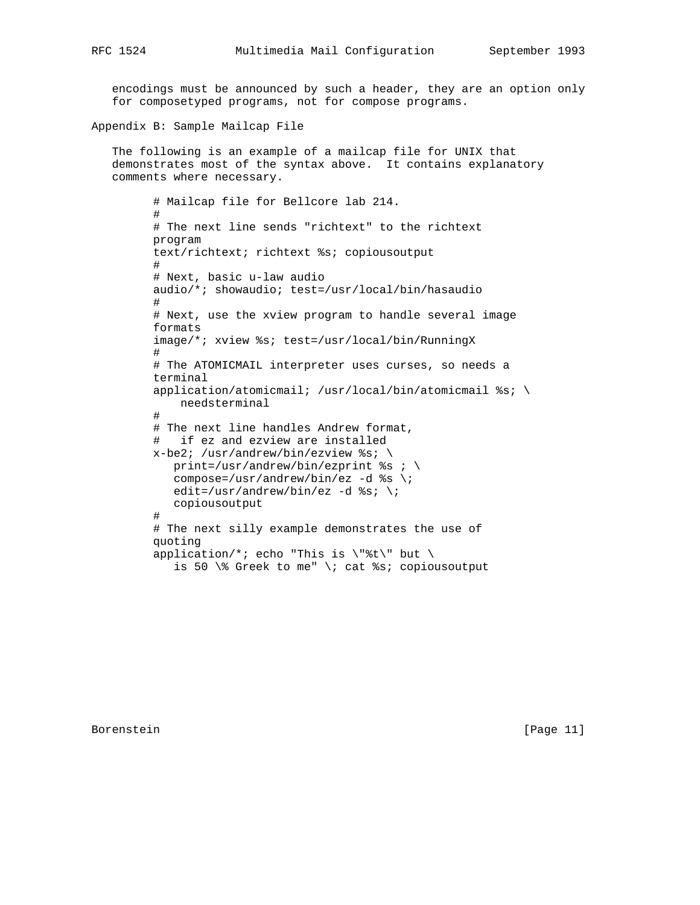encodings must be announced by such a header, they are an option only for composetyped programs, not for compose programs.

## Appendix B: Sample Mailcap File

The following is an example of a mailcap file for UNIX that demonstrates most of the syntax above. It contains explanatory comments where necessary.

```
# Mailcap file for Bellcore lab 214.
#
# The next line sends "richtext" to the richtext
program
text/richtext; richtext %s; copiousoutput
#
# Next, basic u-law audio
audio/*; showaudio; test=/usr/local/bin/hasaudio
#
# Next, use the xview program to handle several image
formats
image/*; xview %s; test=/usr/local/bin/RunningX
#
# The ATOMICMAIL interpreter uses curses, so needs a
terminal
application/atomicmail; /usr/local/bin/atomicmail %s; \
    needsterminal
#
# The next line handles Andrew format,
#   if ez and ezview are installed
x-be2; /usr/andrew/bin/ezview %s; \
   print=/usr/andrew/bin/ezprint %s ; \
   compose=/usr/andrew/bin/ez -d %s \;
   edit=/usr/andrew/bin/ez -d %s; \;
   copiousoutput
#
# The next silly example demonstrates the use of
quoting
application/*; echo "This is \"%t\" but \
   is 50 \% Greek to me" \; cat %s; copiousoutput
```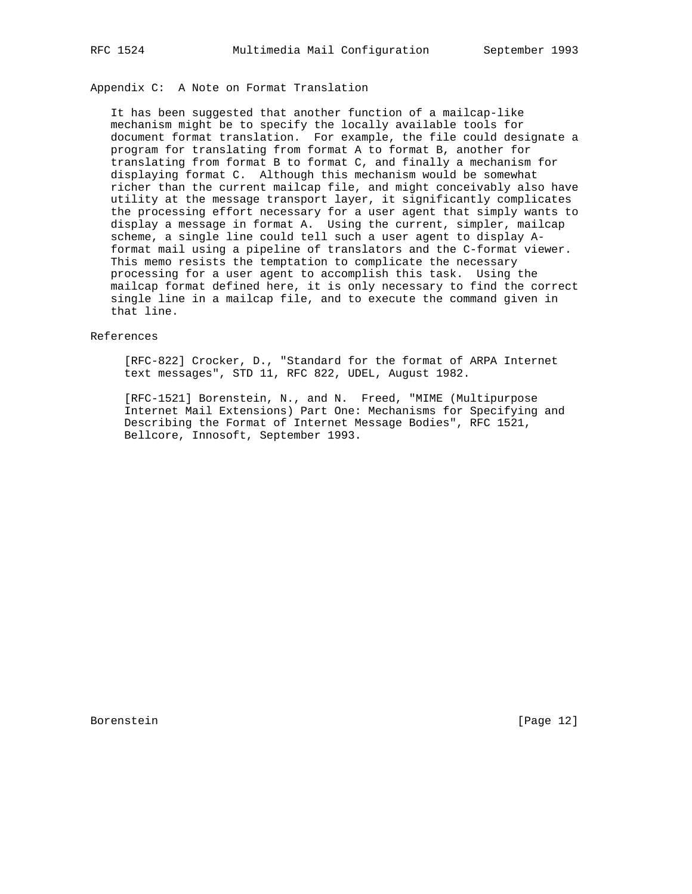## Appendix C: A Note on Format Translation

It has been suggested that another function of a mailcap-like mechanism might be to specify the locally available tools for document format translation. For example, the file could designate a program for translating from format A to format B, another for translating from format B to format C, and finally a mechanism for displaying format C. Although this mechanism would be somewhat richer than the current mailcap file, and might conceivably also have utility at the message transport layer, it significantly complicates the processing effort necessary for a user agent that simply wants to display a message in format A. Using the current, simpler, mailcap scheme, a single line could tell such a user agent to display A-format mail using a pipeline of translators and the C-format viewer. This memo resists the temptation to complicate the necessary processing for a user agent to accomplish this task. Using the mailcap format defined here, it is only necessary to find the correct single line in a mailcap file, and to execute the command given in that line.

## References

[RFC-822] Crocker, D., "Standard for the format of ARPA Internet text messages", STD 11, RFC 822, UDEL, August 1982.

[RFC-1521] Borenstein, N., and N. Freed, "MIME (Multipurpose Internet Mail Extensions) Part One: Mechanisms for Specifying and Describing the Format of Internet Message Bodies", RFC 1521, Bellcore, Innosoft, September 1993.